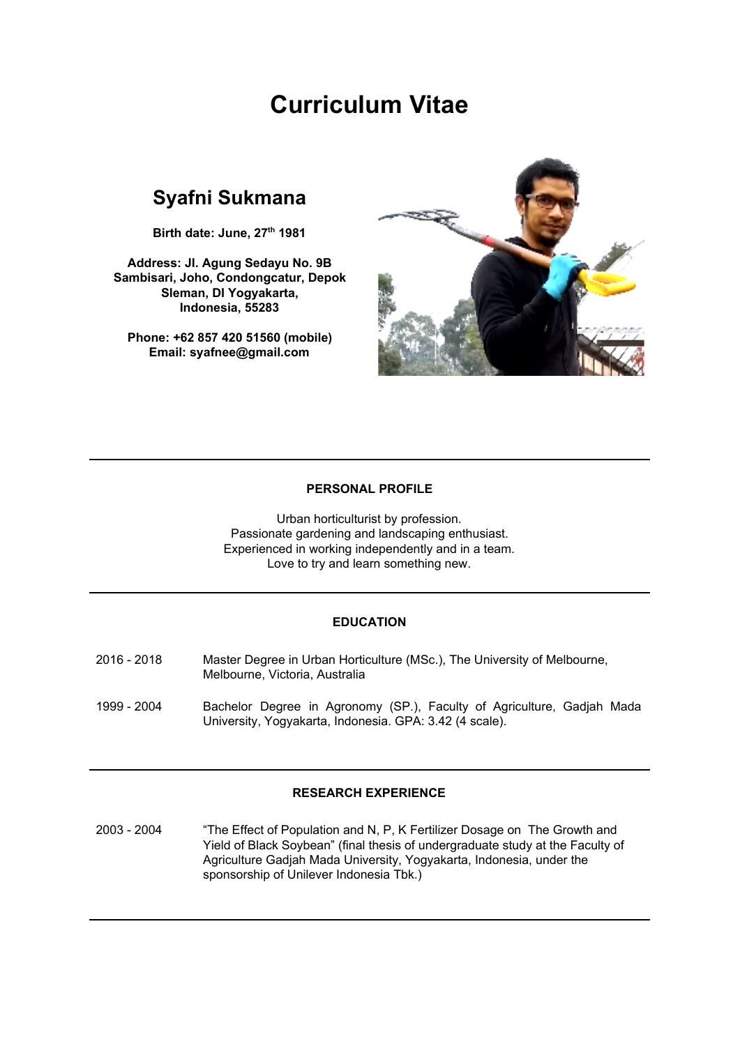# Curriculum Vitae

## Syafni Sukmana

**Birth date: June, 27th 1981**

**Address: Jl. Agung Sedayu No. 9B**
**Sambisari, Joho, Condongcatur, Depok**
**Sleman, DI Yogyakarta,**
**Indonesia, 55283**

**Phone: +62 857 420 51560 (mobile)**
**Email: syafnee@gmail.com**

---

### PERSONAL PROFILE

Urban horticulturist by profession.
Passionate gardening and landscaping enthusiast.
Experienced in working independently and in a team.
Love to try and learn something new.

---

### EDUCATION

| | |
|---|---|
| 2016 - 2018 | Master Degree in Urban Horticulture (MSc.), The University of Melbourne, Melbourne, Victoria, Australia |
| 1999 - 2004 | Bachelor Degree in Agronomy (SP.), Faculty of Agriculture, Gadjah Mada University, Yogyakarta, Indonesia. GPA: 3.42 (4 scale). |

---

### RESEARCH EXPERIENCE

| | |
|---|---|
| 2003 - 2004 | "The Effect of Population and N, P, K Fertilizer Dosage on The Growth and Yield of Black Soybean" (final thesis of undergraduate study at the Faculty of Agriculture Gadjah Mada University, Yogyakarta, Indonesia, under the sponsorship of Unilever Indonesia Tbk.) |

---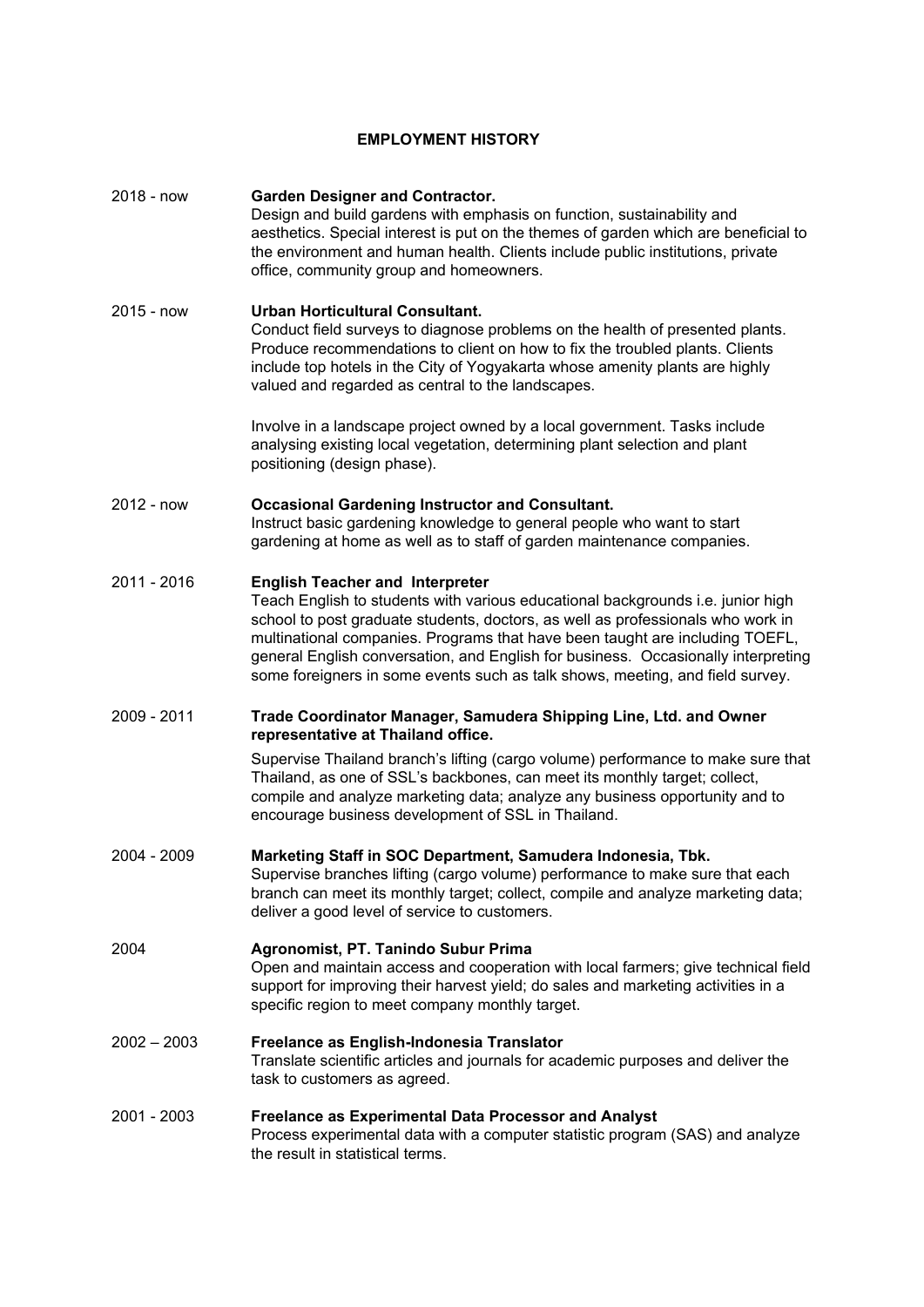## EMPLOYMENT HISTORY

**2018 - now** — **Garden Designer and Contractor.**
Design and build gardens with emphasis on function, sustainability and aesthetics. Special interest is put on the themes of garden which are beneficial to the environment and human health. Clients include public institutions, private office, community group and homeowners.

**2015 - now** — **Urban Horticultural Consultant.**
Conduct field surveys to diagnose problems on the health of presented plants. Produce recommendations to client on how to fix the troubled plants. Clients include top hotels in the City of Yogyakarta whose amenity plants are highly valued and regarded as central to the landscapes.

Involve in a landscape project owned by a local government. Tasks include analysing existing local vegetation, determining plant selection and plant positioning (design phase).

**2012 - now** — **Occasional Gardening Instructor and Consultant.**
Instruct basic gardening knowledge to general people who want to start gardening at home as well as to staff of garden maintenance companies.

**2011 - 2016** — **English Teacher and Interpreter**
Teach English to students with various educational backgrounds i.e. junior high school to post graduate students, doctors, as well as professionals who work in multinational companies. Programs that have been taught are including TOEFL, general English conversation, and English for business. Occasionally interpreting some foreigners in some events such as talk shows, meeting, and field survey.

**2009 - 2011** — **Trade Coordinator Manager, Samudera Shipping Line, Ltd. and Owner representative at Thailand office.**
Supervise Thailand branch's lifting (cargo volume) performance to make sure that Thailand, as one of SSL's backbones, can meet its monthly target; collect, compile and analyze marketing data; analyze any business opportunity and to encourage business development of SSL in Thailand.

**2004 - 2009** — **Marketing Staff in SOC Department, Samudera Indonesia, Tbk.**
Supervise branches lifting (cargo volume) performance to make sure that each branch can meet its monthly target; collect, compile and analyze marketing data; deliver a good level of service to customers.

**2004** — **Agronomist, PT. Tanindo Subur Prima**
Open and maintain access and cooperation with local farmers; give technical field support for improving their harvest yield; do sales and marketing activities in a specific region to meet company monthly target.

**2002 – 2003** — **Freelance as English-Indonesia Translator**
Translate scientific articles and journals for academic purposes and deliver the task to customers as agreed.

**2001 - 2003** — **Freelance as Experimental Data Processor and Analyst**
Process experimental data with a computer statistic program (SAS) and analyze the result in statistical terms.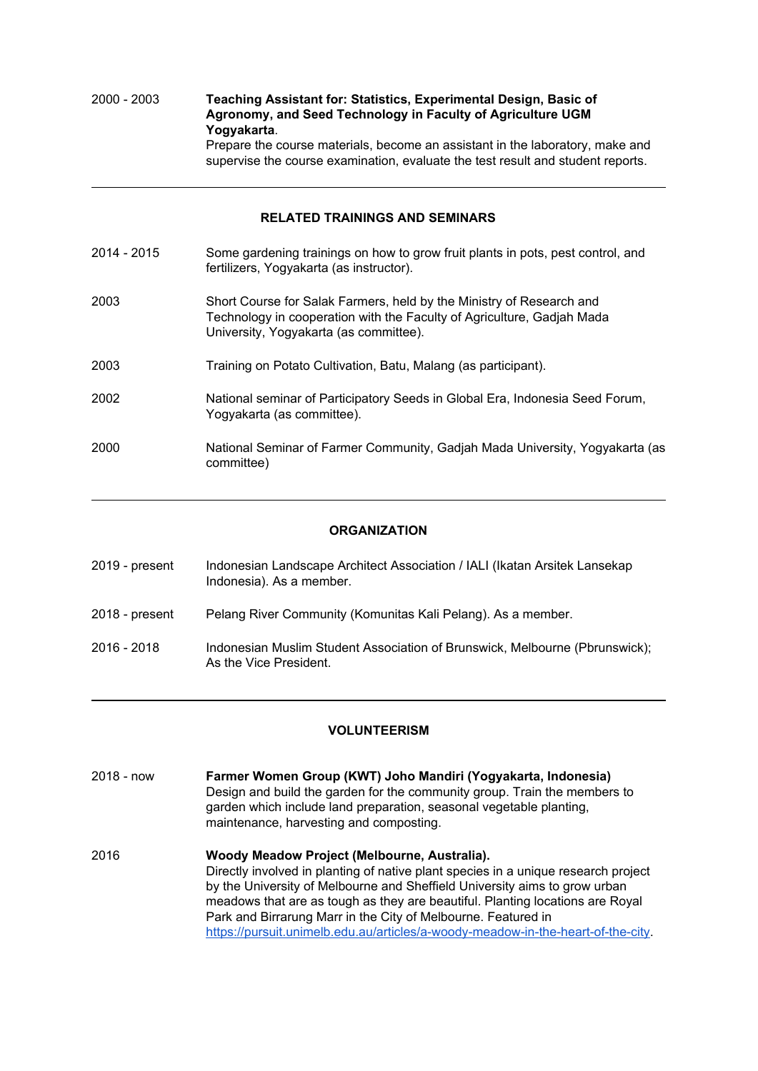2000 - 2003 **Teaching Assistant for: Statistics, Experimental Design, Basic of Agronomy, and Seed Technology in Faculty of Agriculture UGM Yogyakarta**.
Prepare the course materials, become an assistant in the laboratory, make and supervise the course examination, evaluate the test result and student reports.

---

## RELATED TRAININGS AND SEMINARS

2014 - 2015 Some gardening trainings on how to grow fruit plants in pots, pest control, and fertilizers, Yogyakarta (as instructor).

2003 Short Course for Salak Farmers, held by the Ministry of Research and Technology in cooperation with the Faculty of Agriculture, Gadjah Mada University, Yogyakarta (as committee).

2003 Training on Potato Cultivation, Batu, Malang (as participant).

2002 National seminar of Participatory Seeds in Global Era, Indonesia Seed Forum, Yogyakarta (as committee).

2000 National Seminar of Farmer Community, Gadjah Mada University, Yogyakarta (as committee)

---

## ORGANIZATION

2019 - present Indonesian Landscape Architect Association / IALI (Ikatan Arsitek Lansekap Indonesia). As a member.

2018 - present Pelang River Community (Komunitas Kali Pelang). As a member.

2016 - 2018 Indonesian Muslim Student Association of Brunswick, Melbourne (Pbrunswick); As the Vice President.

---

## VOLUNTEERISM

2018 - now **Farmer Women Group (KWT) Joho Mandiri (Yogyakarta, Indonesia)**
Design and build the garden for the community group. Train the members to garden which include land preparation, seasonal vegetable planting, maintenance, harvesting and composting.

2016 **Woody Meadow Project (Melbourne, Australia).**
Directly involved in planting of native plant species in a unique research project by the University of Melbourne and Sheffield University aims to grow urban meadows that are as tough as they are beautiful. Planting locations are Royal Park and Birrarung Marr in the City of Melbourne. Featured in https://pursuit.unimelb.edu.au/articles/a-woody-meadow-in-the-heart-of-the-city.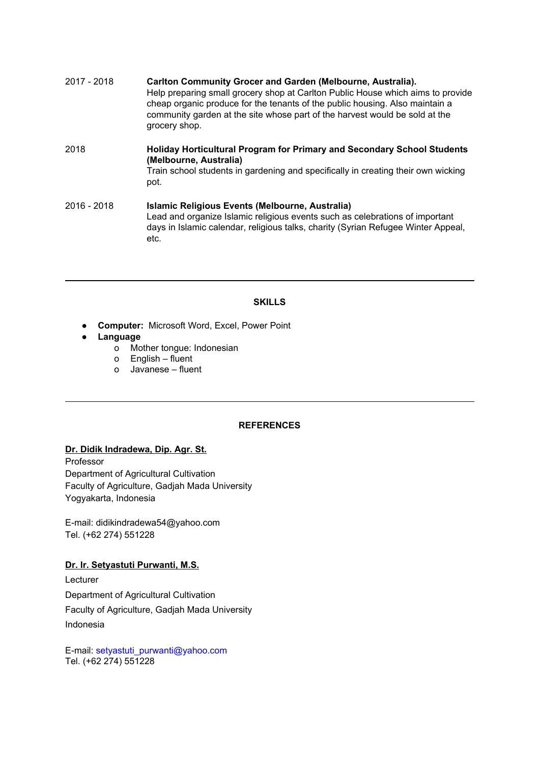2017 - 2018 **Carlton Community Grocer and Garden (Melbourne, Australia).**
Help preparing small grocery shop at Carlton Public House which aims to provide cheap organic produce for the tenants of the public housing. Also maintain a community garden at the site whose part of the harvest would be sold at the grocery shop.

2018 **Holiday Horticultural Program for Primary and Secondary School Students (Melbourne, Australia)**
Train school students in gardening and specifically in creating their own wicking pot.

2016 - 2018 **Islamic Religious Events (Melbourne, Australia)**
Lead and organize Islamic religious events such as celebrations of important days in Islamic calendar, religious talks, charity (Syrian Refugee Winter Appeal, etc.

---

## SKILLS

- **Computer:** Microsoft Word, Excel, Power Point
- **Language**
  - Mother tongue: Indonesian
  - English – fluent
  - Javanese – fluent

---

## REFERENCES

**Dr. Didik Indradewa, Dip. Agr. St.**
Professor
Department of Agricultural Cultivation
Faculty of Agriculture, Gadjah Mada University
Yogyakarta, Indonesia

E-mail: didikindradewa54@yahoo.com
Tel. (+62 274) 551228

**Dr. Ir. Setyastuti Purwanti, M.S.**
Lecturer
Department of Agricultural Cultivation
Faculty of Agriculture, Gadjah Mada University
Indonesia

E-mail: setyastuti_purwanti@yahoo.com
Tel. (+62 274) 551228